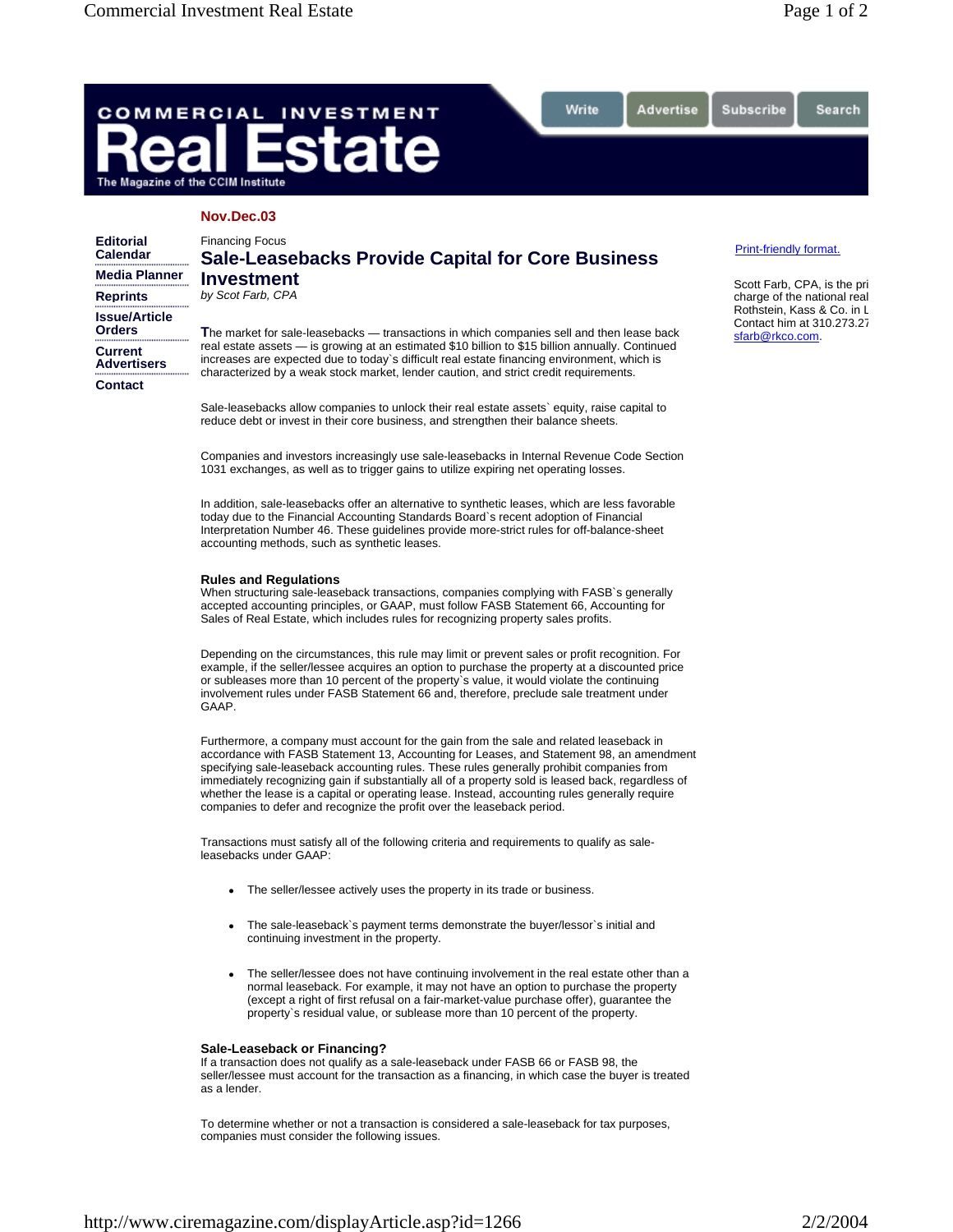Nov.Dec.03

Financing Focus

# Sale-Leasebacks Provide Capital for Core Business Investment

*by Scot Farb, CPA*

Print-friendly format.

Scott Farb, CPA, is the pri charge of the national real Rothstein, Kass & Co. in L Contact him at 310.273.27 sfarb@rkco.com.

**T**he market for sale-leasebacks — transactions in which companies sell and then lease back real estate assets — is growing at an estimated $10 billion to $15 billion annually. Continued increases are expected due to today`s difficult real estate financing environment, which is characterized by a weak stock market, lender caution, and strict credit requirements.

Sale-leasebacks allow companies to unlock their real estate assets` equity, raise capital to reduce debt or invest in their core business, and strengthen their balance sheets.

Companies and investors increasingly use sale-leasebacks in Internal Revenue Code Section 1031 exchanges, as well as to trigger gains to utilize expiring net operating losses.

In addition, sale-leasebacks offer an alternative to synthetic leases, which are less favorable today due to the Financial Accounting Standards Board`s recent adoption of Financial Interpretation Number 46. These guidelines provide more-strict rules for off-balance-sheet accounting methods, such as synthetic leases.

### Rules and Regulations

When structuring sale-leaseback transactions, companies complying with FASB`s generally accepted accounting principles, or GAAP, must follow FASB Statement 66, Accounting for Sales of Real Estate, which includes rules for recognizing property sales profits.

Depending on the circumstances, this rule may limit or prevent sales or profit recognition. For example, if the seller/lessee acquires an option to purchase the property at a discounted price or subleases more than 10 percent of the property`s value, it would violate the continuing involvement rules under FASB Statement 66 and, therefore, preclude sale treatment under GAAP.

Furthermore, a company must account for the gain from the sale and related leaseback in accordance with FASB Statement 13, Accounting for Leases, and Statement 98, an amendment specifying sale-leaseback accounting rules. These rules generally prohibit companies from immediately recognizing gain if substantially all of a property sold is leased back, regardless of whether the lease is a capital or operating lease. Instead, accounting rules generally require companies to defer and recognize the profit over the leaseback period.

Transactions must satisfy all of the following criteria and requirements to qualify as sale-leasebacks under GAAP:

- The seller/lessee actively uses the property in its trade or business.
- The sale-leaseback`s payment terms demonstrate the buyer/lessor`s initial and continuing investment in the property.
- The seller/lessee does not have continuing involvement in the real estate other than a normal leaseback. For example, it may not have an option to purchase the property (except a right of first refusal on a fair-market-value purchase offer), guarantee the property`s residual value, or sublease more than 10 percent of the property.

### Sale-Leaseback or Financing?

If a transaction does not qualify as a sale-leaseback under FASB 66 or FASB 98, the seller/lessee must account for the transaction as a financing, in which case the buyer is treated as a lender.

To determine whether or not a transaction is considered a sale-leaseback for tax purposes, companies must consider the following issues.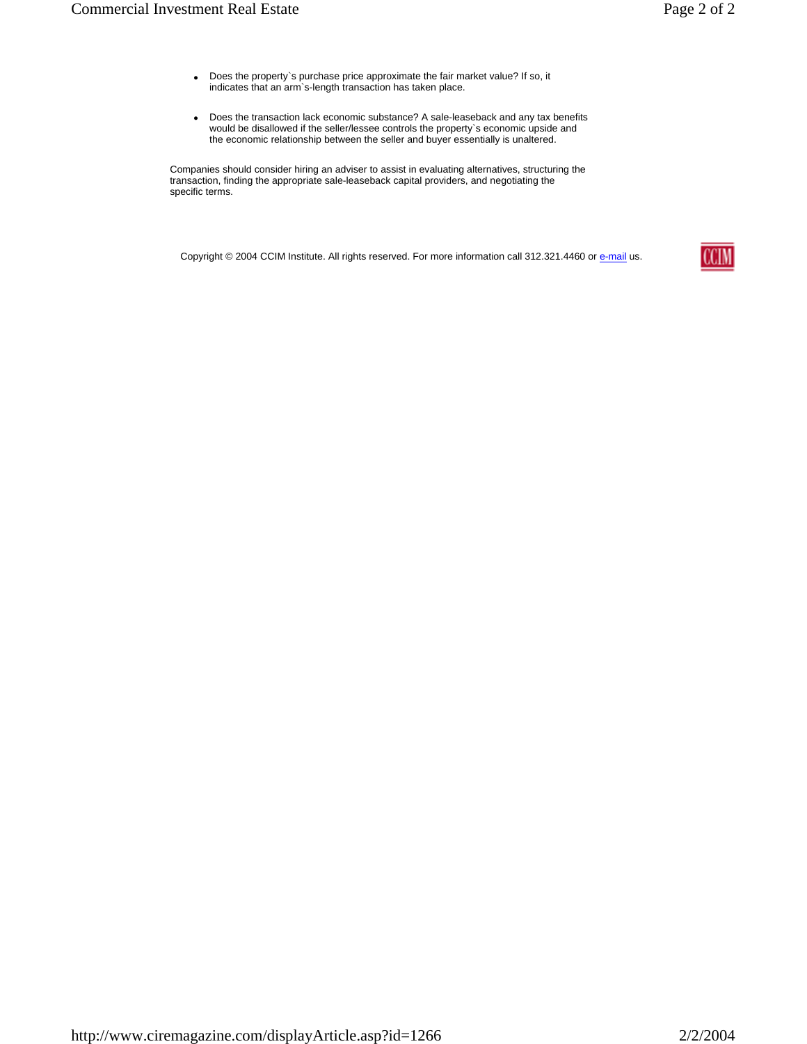- Does the property`s purchase price approximate the fair market value? If so, it indicates that an arm`s-length transaction has taken place.

- Does the transaction lack economic substance? A sale-leaseback and any tax benefits would be disallowed if the seller/lessee controls the property`s economic upside and the economic relationship between the seller and buyer essentially is unaltered.

Companies should consider hiring an adviser to assist in evaluating alternatives, structuring the transaction, finding the appropriate sale-leaseback capital providers, and negotiating the specific terms.

Copyright © 2004 CCIM Institute. All rights reserved. For more information call 312.321.4460 or e-mail us.